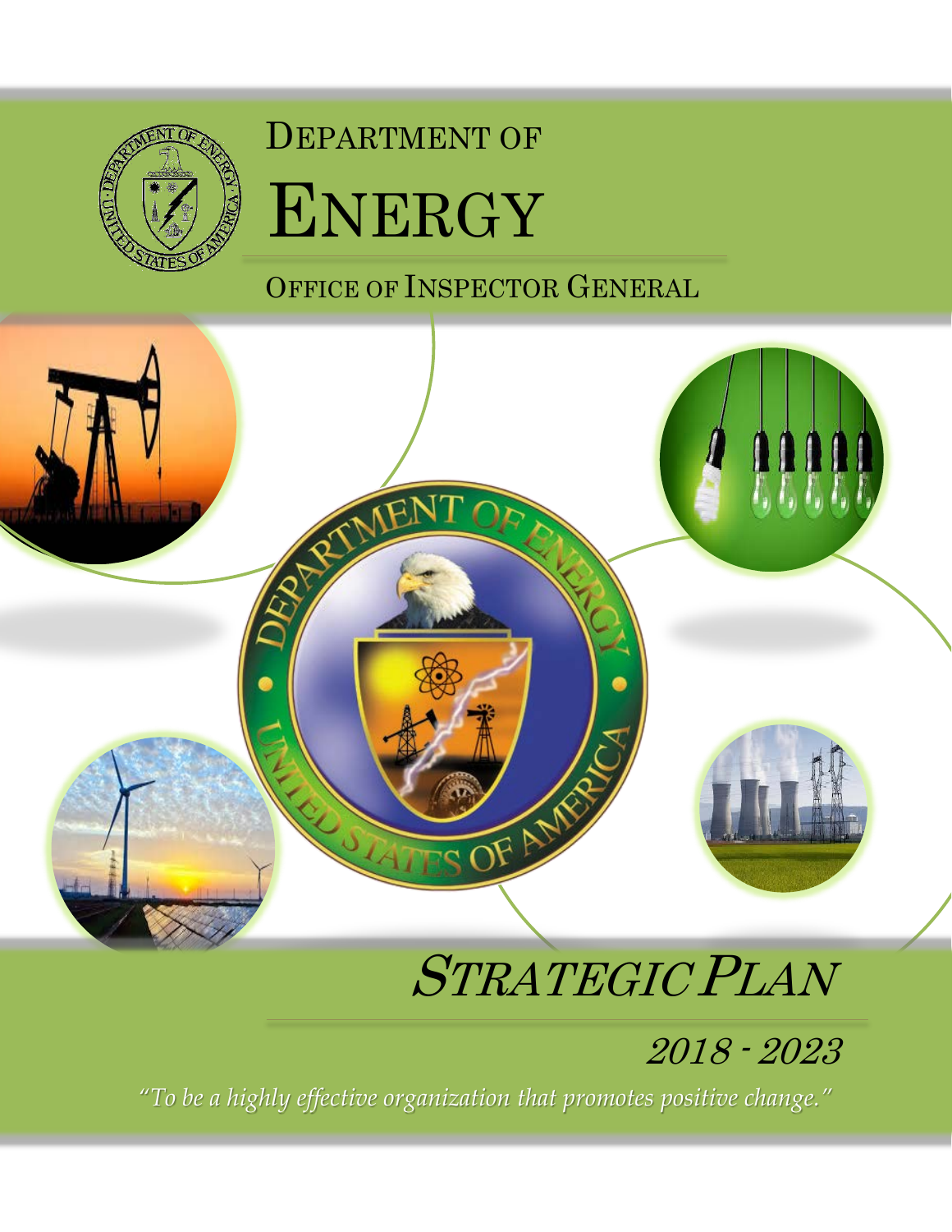# Department of Energy

## Office of Inspector General

# Strategic Plan

## 2018 - 2023

*"To be a highly effective organization that promotes positive change."*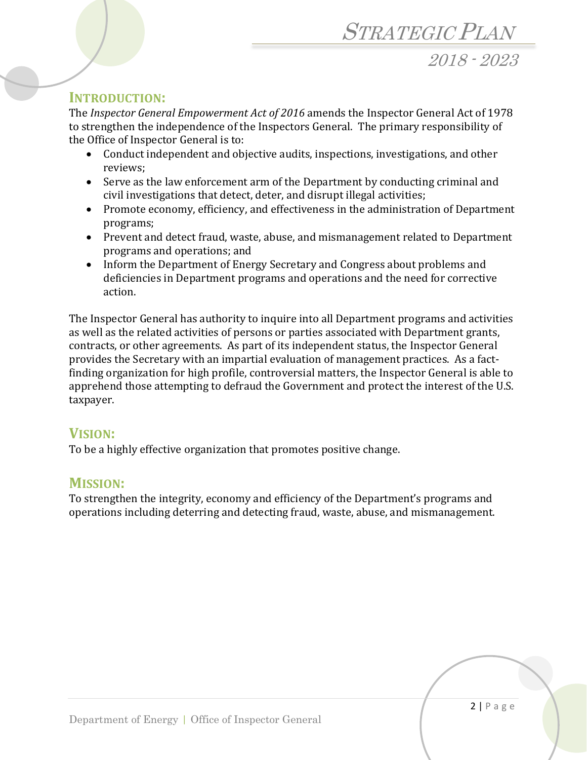## INTRODUCTION:

The *Inspector General Empowerment Act of 2016* amends the Inspector General Act of 1978 to strengthen the independence of the Inspectors General. The primary responsibility of the Office of Inspector General is to:

- Conduct independent and objective audits, inspections, investigations, and other reviews;
- Serve as the law enforcement arm of the Department by conducting criminal and civil investigations that detect, deter, and disrupt illegal activities;
- Promote economy, efficiency, and effectiveness in the administration of Department programs;
- Prevent and detect fraud, waste, abuse, and mismanagement related to Department programs and operations; and
- Inform the Department of Energy Secretary and Congress about problems and deficiencies in Department programs and operations and the need for corrective action.

The Inspector General has authority to inquire into all Department programs and activities as well as the related activities of persons or parties associated with Department grants, contracts, or other agreements. As part of its independent status, the Inspector General provides the Secretary with an impartial evaluation of management practices. As a fact-finding organization for high profile, controversial matters, the Inspector General is able to apprehend those attempting to defraud the Government and protect the interest of the U.S. taxpayer.

## VISION:

To be a highly effective organization that promotes positive change.

## MISSION:

To strengthen the integrity, economy and efficiency of the Department's programs and operations including deterring and detecting fraud, waste, abuse, and mismanagement.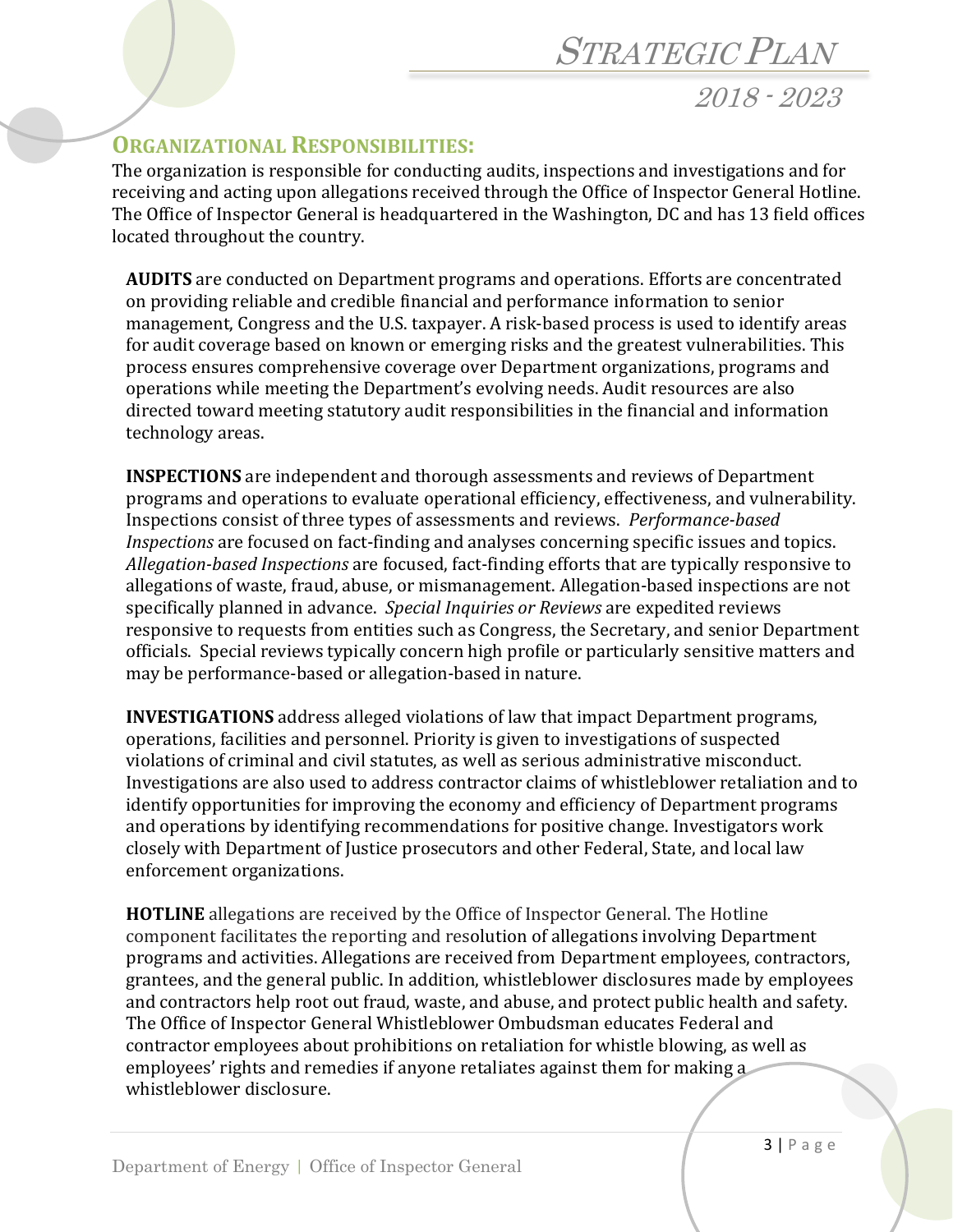## ORGANIZATIONAL RESPONSIBILITIES:

The organization is responsible for conducting audits, inspections and investigations and for receiving and acting upon allegations received through the Office of Inspector General Hotline. The Office of Inspector General is headquartered in the Washington, DC and has 13 field offices located throughout the country.

**AUDITS** are conducted on Department programs and operations. Efforts are concentrated on providing reliable and credible financial and performance information to senior management, Congress and the U.S. taxpayer. A risk-based process is used to identify areas for audit coverage based on known or emerging risks and the greatest vulnerabilities. This process ensures comprehensive coverage over Department organizations, programs and operations while meeting the Department's evolving needs. Audit resources are also directed toward meeting statutory audit responsibilities in the financial and information technology areas.

**INSPECTIONS** are independent and thorough assessments and reviews of Department programs and operations to evaluate operational efficiency, effectiveness, and vulnerability. Inspections consist of three types of assessments and reviews. *Performance-based Inspections* are focused on fact-finding and analyses concerning specific issues and topics. *Allegation-based Inspections* are focused, fact-finding efforts that are typically responsive to allegations of waste, fraud, abuse, or mismanagement. Allegation-based inspections are not specifically planned in advance. *Special Inquiries or Reviews* are expedited reviews responsive to requests from entities such as Congress, the Secretary, and senior Department officials. Special reviews typically concern high profile or particularly sensitive matters and may be performance-based or allegation-based in nature.

**INVESTIGATIONS** address alleged violations of law that impact Department programs, operations, facilities and personnel. Priority is given to investigations of suspected violations of criminal and civil statutes, as well as serious administrative misconduct. Investigations are also used to address contractor claims of whistleblower retaliation and to identify opportunities for improving the economy and efficiency of Department programs and operations by identifying recommendations for positive change. Investigators work closely with Department of Justice prosecutors and other Federal, State, and local law enforcement organizations.

**HOTLINE** allegations are received by the Office of Inspector General. The Hotline component facilitates the reporting and resolution of allegations involving Department programs and activities. Allegations are received from Department employees, contractors, grantees, and the general public. In addition, whistleblower disclosures made by employees and contractors help root out fraud, waste, and abuse, and protect public health and safety. The Office of Inspector General Whistleblower Ombudsman educates Federal and contractor employees about prohibitions on retaliation for whistle blowing, as well as employees' rights and remedies if anyone retaliates against them for making a whistleblower disclosure.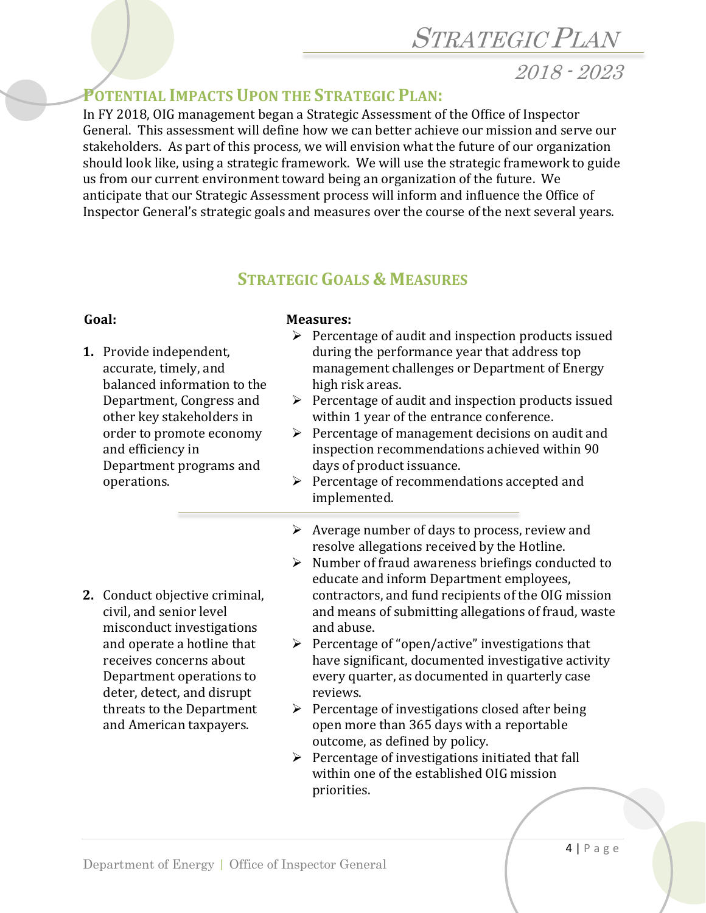## Potential Impacts Upon the Strategic Plan:

In FY 2018, OIG management began a Strategic Assessment of the Office of Inspector General. This assessment will define how we can better achieve our mission and serve our stakeholders. As part of this process, we will envision what the future of our organization should look like, using a strategic framework. We will use the strategic framework to guide us from our current environment toward being an organization of the future. We anticipate that our Strategic Assessment process will inform and influence the Office of Inspector General's strategic goals and measures over the course of the next several years.

## Strategic Goals & Measures

| Goal: | Measures: |
| --- | --- |
| **1.** Provide independent, accurate, timely, and balanced information to the Department, Congress and other key stakeholders in order to promote economy and efficiency in Department programs and operations. | ➢ Percentage of audit and inspection products issued during the performance year that address top management challenges or Department of Energy high risk areas.<br>➢ Percentage of audit and inspection products issued within 1 year of the entrance conference.<br>➢ Percentage of management decisions on audit and inspection recommendations achieved within 90 days of product issuance.<br>➢ Percentage of recommendations accepted and implemented. |
| **2.** Conduct objective criminal, civil, and senior level misconduct investigations and operate a hotline that receives concerns about Department operations to deter, detect, and disrupt threats to the Department and American taxpayers. | ➢ Average number of days to process, review and resolve allegations received by the Hotline.<br>➢ Number of fraud awareness briefings conducted to educate and inform Department employees, contractors, and fund recipients of the OIG mission and means of submitting allegations of fraud, waste and abuse.<br>➢ Percentage of "open/active" investigations that have significant, documented investigative activity every quarter, as documented in quarterly case reviews.<br>➢ Percentage of investigations closed after being open more than 365 days with a reportable outcome, as defined by policy.<br>➢ Percentage of investigations initiated that fall within one of the established OIG mission priorities. |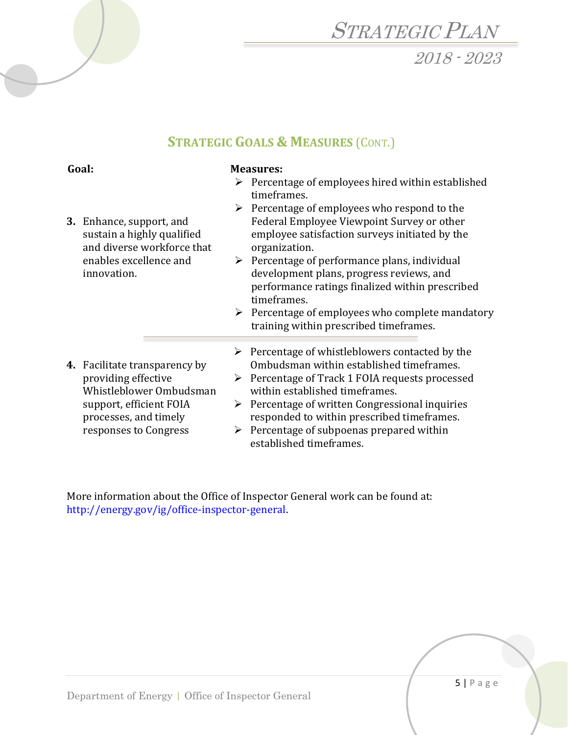## STRATEGIC GOALS & MEASURES (CONT.)

| Goal: | Measures: |
| --- | --- |
| **3.** Enhance, support, and sustain a highly qualified and diverse workforce that enables excellence and innovation. | ➢ Percentage of employees hired within established timeframes.<br>➢ Percentage of employees who respond to the Federal Employee Viewpoint Survey or other employee satisfaction surveys initiated by the organization.<br>➢ Percentage of performance plans, individual development plans, progress reviews, and performance ratings finalized within prescribed timeframes.<br>➢ Percentage of employees who complete mandatory training within prescribed timeframes. |
| **4.** Facilitate transparency by providing effective Whistleblower Ombudsman support, efficient FOIA processes, and timely responses to Congress | ➢ Percentage of whistleblowers contacted by the Ombudsman within established timeframes.<br>➢ Percentage of Track 1 FOIA requests processed within established timeframes.<br>➢ Percentage of written Congressional inquiries responded to within prescribed timeframes.<br>➢ Percentage of subpoenas prepared within established timeframes. |

More information about the Office of Inspector General work can be found at: http://energy.gov/ig/office-inspector-general.